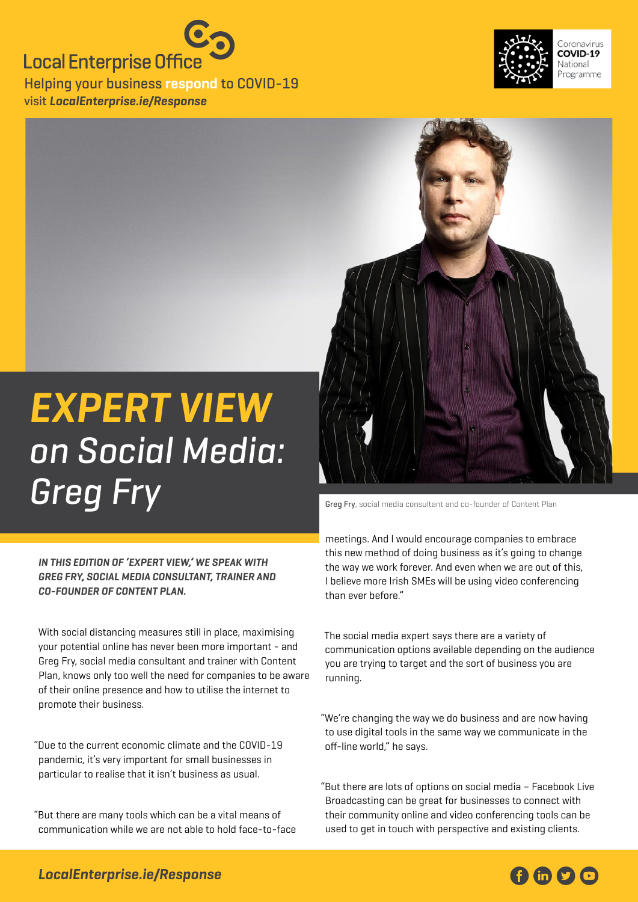Local Enterprise Office

Helping your business **respond** to COVID-19
visit ***LocalEnterprise.ie/Response***

Coronavirus **COVID-19** National Programme

# *EXPERT VIEW on Social Media: Greg Fry*

**Greg Fry**, social media consultant and co-founder of Content Plan

***IN THIS EDITION OF 'EXPERT VIEW,' WE SPEAK WITH GREG FRY, SOCIAL MEDIA CONSULTANT, TRAINER AND CO-FOUNDER OF CONTENT PLAN.***

With social distancing measures still in place, maximising your potential online has never been more important - and Greg Fry, social media consultant and trainer with Content Plan, knows only too well the need for companies to be aware of their online presence and how to utilise the internet to promote their business.

"Due to the current economic climate and the COVID-19 pandemic, it's very important for small businesses in particular to realise that it isn't business as usual.

"But there are many tools which can be a vital means of communication while we are not able to hold face-to-face meetings. And I would encourage companies to embrace this new method of doing business as it's going to change the way we work forever. And even when we are out of this, I believe more Irish SMEs will be using video conferencing than ever before."

The social media expert says there are a variety of communication options available depending on the audience you are trying to target and the sort of business you are running.

"We're changing the way we do business and are now having to use digital tools in the same way we communicate in the off-line world," he says.

"But there are lots of options on social media – Facebook Live Broadcasting can be great for businesses to connect with their community online and video conferencing tools can be used to get in touch with perspective and existing clients.

***LocalEnterprise.ie/Response***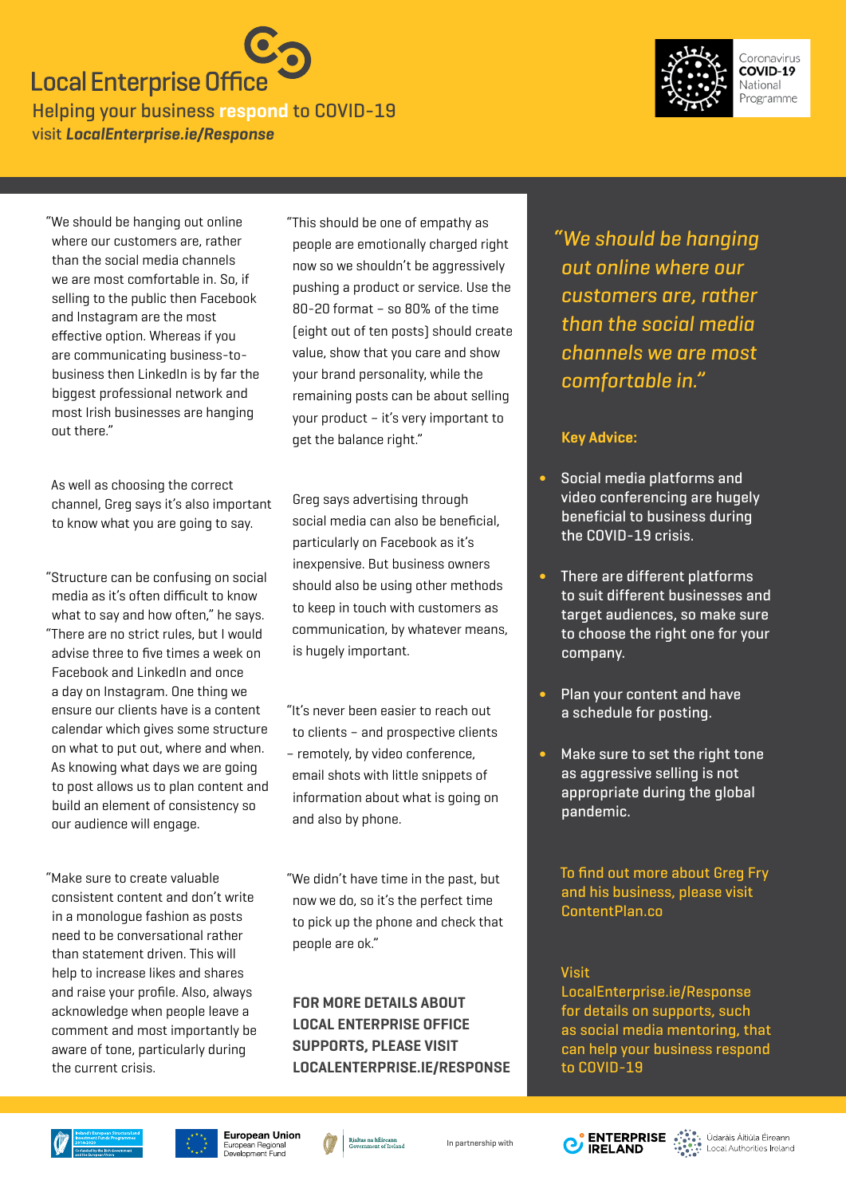Local Enterprise Office

Helping your business **respond** to COVID-19
visit ***LocalEnterprise.ie/Response***

Coronavirus **COVID-19** National Programme

"We should be hanging out online where our customers are, rather than the social media channels we are most comfortable in. So, if selling to the public then Facebook and Instagram are the most effective option. Whereas if you are communicating business-to-business then LinkedIn is by far the biggest professional network and most Irish businesses are hanging out there."

As well as choosing the correct channel, Greg says it's also important to know what you are going to say.

"Structure can be confusing on social media as it's often difficult to know what to say and how often," he says. "There are no strict rules, but I would advise three to five times a week on Facebook and LinkedIn and once a day on Instagram. One thing we ensure our clients have is a content calendar which gives some structure on what to put out, where and when. As knowing what days we are going to post allows us to plan content and build an element of consistency so our audience will engage.

"Make sure to create valuable consistent content and don't write in a monologue fashion as posts need to be conversational rather than statement driven. This will help to increase likes and shares and raise your profile. Also, always acknowledge when people leave a comment and most importantly be aware of tone, particularly during the current crisis.

"This should be one of empathy as people are emotionally charged right now so we shouldn't be aggressively pushing a product or service. Use the 80-20 format – so 80% of the time (eight out of ten posts) should create value, show that you care and show your brand personality, while the remaining posts can be about selling your product – it's very important to get the balance right."

Greg says advertising through social media can also be beneficial, particularly on Facebook as it's inexpensive. But business owners should also be using other methods to keep in touch with customers as communication, by whatever means, is hugely important.

"It's never been easier to reach out to clients – and prospective clients – remotely, by video conference, email shots with little snippets of information about what is going on and also by phone.

"We didn't have time in the past, but now we do, so it's the perfect time to pick up the phone and check that people are ok."

**FOR MORE DETAILS ABOUT LOCAL ENTERPRISE OFFICE SUPPORTS, PLEASE VISIT LOCALENTERPRISE.IE/RESPONSE**

*"We should be hanging out online where our customers are, rather than the social media channels we are most comfortable in."*

**Key Advice:**

- Social media platforms and video conferencing are hugely beneficial to business during the COVID-19 crisis.
- There are different platforms to suit different businesses and target audiences, so make sure to choose the right one for your company.
- Plan your content and have a schedule for posting.
- Make sure to set the right tone as aggressive selling is not appropriate during the global pandemic.

To find out more about Greg Fry and his business, please visit ContentPlan.co

Visit LocalEnterprise.ie/Response for details on supports, such as social media mentoring, that can help your business respond to COVID-19

European Union European Regional Development Fund

Rialtas na hÉireann Government of Ireland

In partnership with

ENTERPRISE IRELAND

Údaráis Áitiúla Éireann Local Authorities Ireland